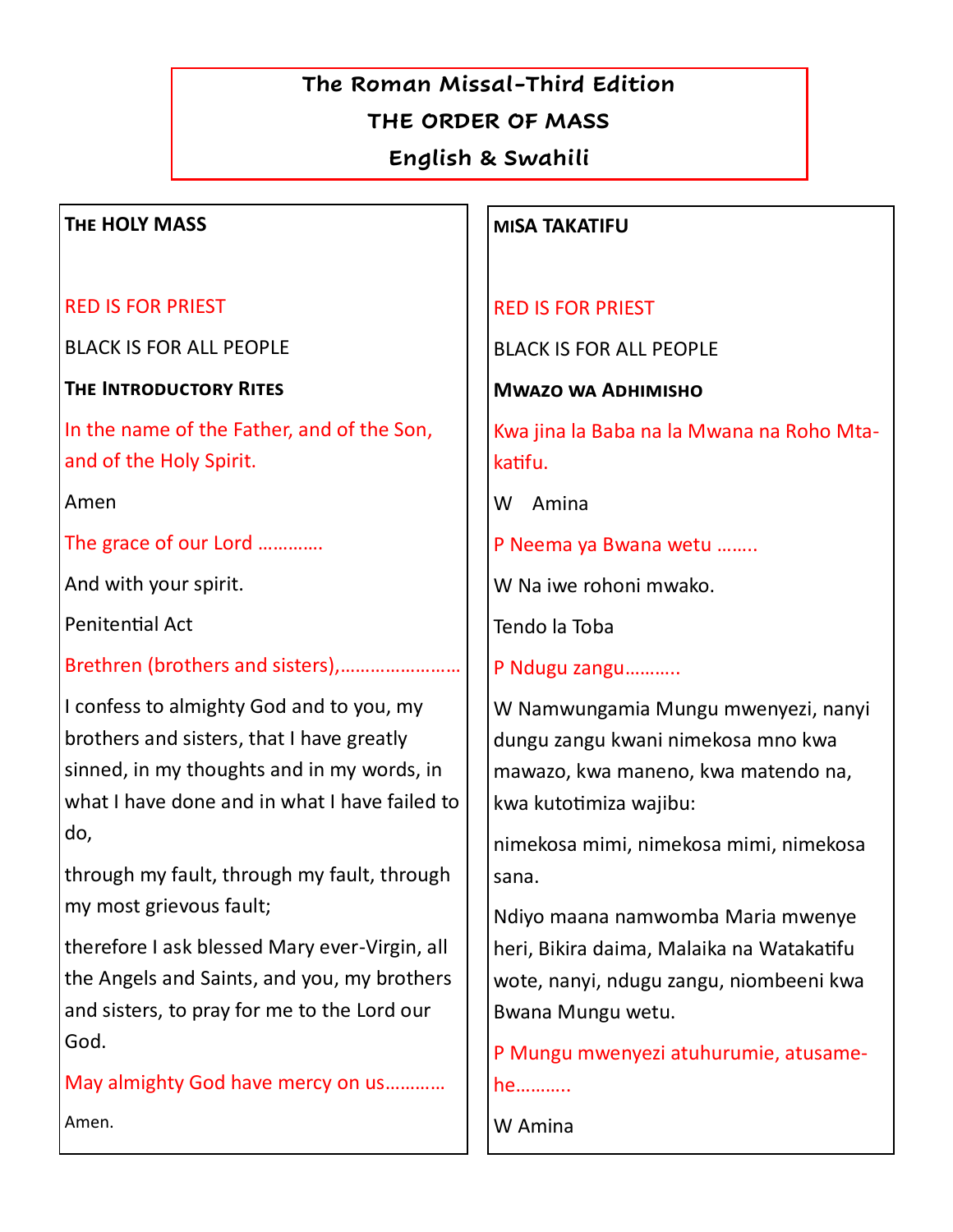# The Roman Missal-Third Edition

## THE ORDER OF MASS

## English & Swahili

### THE HOLY MASS

RED IS FOR PRIEST

BLACK IS FOR ALL PEOPLE

**THE INTRODUCTORY RITES**

In the name of the Father, and of the Son, and of the Holy Spirit.

Amen

The grace of our Lord …………

And with your spirit.

Penitential Act

Brethren (brothers and sisters),……………………

I confess to almighty God and to you, my brothers and sisters, that I have greatly sinned, in my thoughts and in my words, in what I have done and in what I have failed to do,

through my fault, through my fault, through my most grievous fault;

therefore I ask blessed Mary ever-Virgin, all the Angels and Saints, and you, my brothers and sisters, to pray for me to the Lord our God.

May almighty God have mercy on us…………

Amen.

### MISA TAKATIFU

RED IS FOR PRIEST

BLACK IS FOR ALL PEOPLE

**MWAZO WA ADHIMISHO**

Kwa jina la Baba na la Mwana na Roho Mtakatifu.

W Amina

P Neema ya Bwana wetu ……..

W Na iwe rohoni mwako.

Tendo la Toba

P Ndugu zangu………..

W Namwungamia Mungu mwenyezi, nanyi dungu zangu kwani nimekosa mno kwa mawazo, kwa maneno, kwa matendo na, kwa kutotimiza wajibu:

nimekosa mimi, nimekosa mimi, nimekosa sana.

Ndiyo maana namwomba Maria mwenye heri, Bikira daima, Malaika na Watakatifu wote, nanyi, ndugu zangu, niombeeni kwa Bwana Mungu wetu.

P Mungu mwenyezi atuhurumie, atusamehe………..

W Amina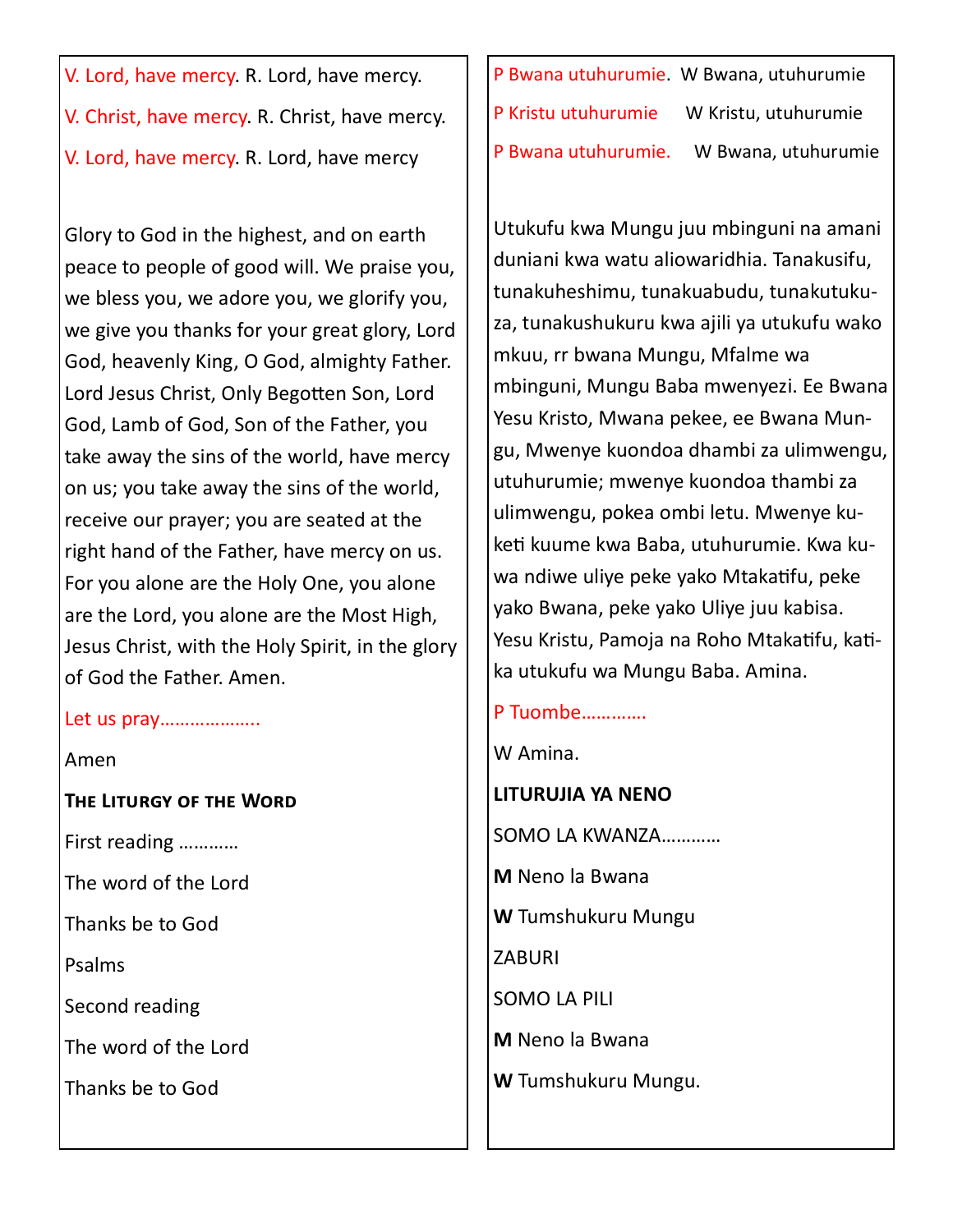V. Lord, have mercy. R. Lord, have mercy.

V. Christ, have mercy. R. Christ, have mercy.

V. Lord, have mercy. R. Lord, have mercy

Glory to God in the highest, and on earth peace to people of good will. We praise you, we bless you, we adore you, we glorify you, we give you thanks for your great glory, Lord God, heavenly King, O God, almighty Father. Lord Jesus Christ, Only Begotten Son, Lord God, Lamb of God, Son of the Father, you take away the sins of the world, have mercy on us; you take away the sins of the world, receive our prayer; you are seated at the right hand of the Father, have mercy on us. For you alone are the Holy One, you alone are the Lord, you alone are the Most High, Jesus Christ, with the Holy Spirit, in the glory of God the Father. Amen.

Let us pray………………..

Amen

**The Liturgy of the Word**

First reading …………

The word of the Lord

Thanks be to God

Psalms

Second reading

The word of the Lord

Thanks be to God

P Bwana utuhurumie. W Bwana, utuhurumie

P Kristu utuhurumie W Kristu, utuhurumie

P Bwana utuhurumie. W Bwana, utuhurumie

Utukufu kwa Mungu juu mbinguni na amani duniani kwa watu aliowaridhia. Tanakusifu, tunakuheshimu, tunakuabudu, tunakutukuza, tunakushukuru kwa ajili ya utukufu wako mkuu, rr bwana Mungu, Mfalme wa mbinguni, Mungu Baba mwenyezi. Ee Bwana Yesu Kristo, Mwana pekee, ee Bwana Mungu, Mwenye kuondoa dhambi za ulimwengu, utuhurumie; mwenye kuondoa thambi za ulimwengu, pokea ombi letu. Mwenye kuketi kuume kwa Baba, utuhurumie. Kwa kuwa ndiwe uliye peke yako Mtakatifu, peke yako Bwana, peke yako Uliye juu kabisa. Yesu Kristu, Pamoja na Roho Mtakatifu, katika utukufu wa Mungu Baba. Amina.

P Tuombe………….

W Amina.

**LITURUJIA YA NENO**

SOMO LA KWANZA…………

**M** Neno la Bwana

**W** Tumshukuru Mungu

ZABURI

SOMO LA PILI

**M** Neno la Bwana

**W** Tumshukuru Mungu.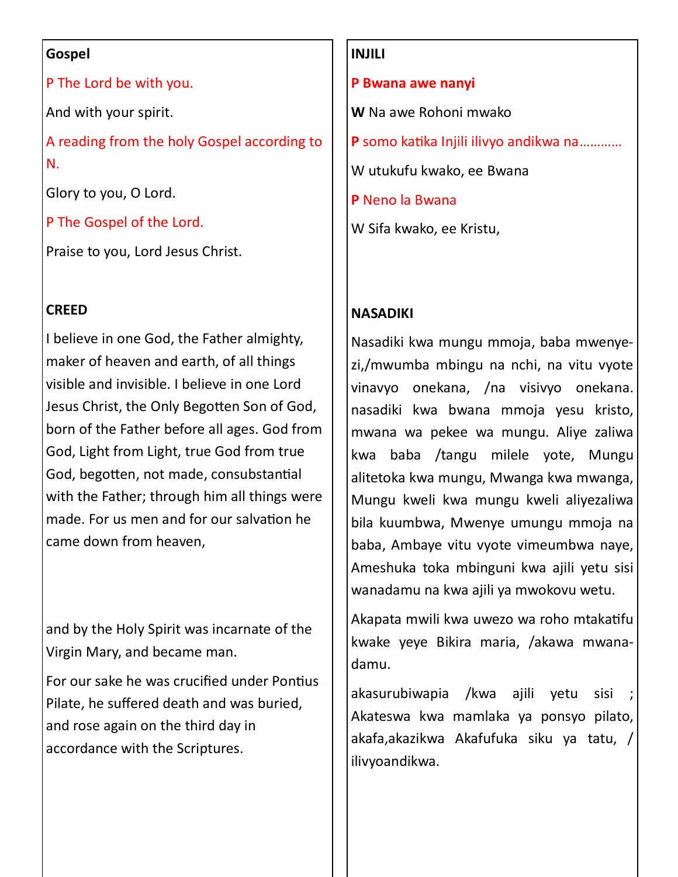**Gospel**

P The Lord be with you.

And with your spirit.

A reading from the holy Gospel according to N.

Glory to you, O Lord.

P The Gospel of the Lord.

Praise to you, Lord Jesus Christ.

**CREED**

I believe in one God, the Father almighty, maker of heaven and earth, of all things visible and invisible. I believe in one Lord Jesus Christ, the Only Begotten Son of God, born of the Father before all ages. God from God, Light from Light, true God from true God, begotten, not made, consubstantial with the Father; through him all things were made. For us men and for our salvation he came down from heaven,

and by the Holy Spirit was incarnate of the Virgin Mary, and became man.

For our sake he was crucified under Pontius Pilate, he suffered death and was buried, and rose again on the third day in accordance with the Scriptures.

**INJILI**

**P Bwana awe nanyi**

**W** Na awe Rohoni mwako

**P** somo katika Injili ilivyo andikwa na…………

W utukufu kwako, ee Bwana

**P** Neno la Bwana

W Sifa kwako, ee Kristu,

**NASADIKI**

Nasadiki kwa mungu mmoja, baba mwenyezi,/mwumba mbingu na nchi, na vitu vyote vinavyo onekana, /na visivyo onekana. nasadiki kwa bwana mmoja yesu kristo, mwana wa pekee wa mungu. Aliye zaliwa kwa baba /tangu milele yote, Mungu alitetoka kwa mungu, Mwanga kwa mwanga, Mungu kweli kwa mungu kweli aliyezaliwa bila kuumbwa, Mwenye umungu mmoja na baba, Ambaye vitu vyote vimeumbwa naye, Ameshuka toka mbinguni kwa ajili yetu sisi wanadamu na kwa ajili ya mwokovu wetu.

Akapata mwili kwa uwezo wa roho mtakatifu kwake yeye Bikira maria, /akawa mwanadamu.

akasurubiwapia /kwa ajili yetu sisi ; Akateswa kwa mamlaka ya ponsyo pilato, akafa,akazikwa Akafufuka siku ya tatu, / ilivyoandikwa.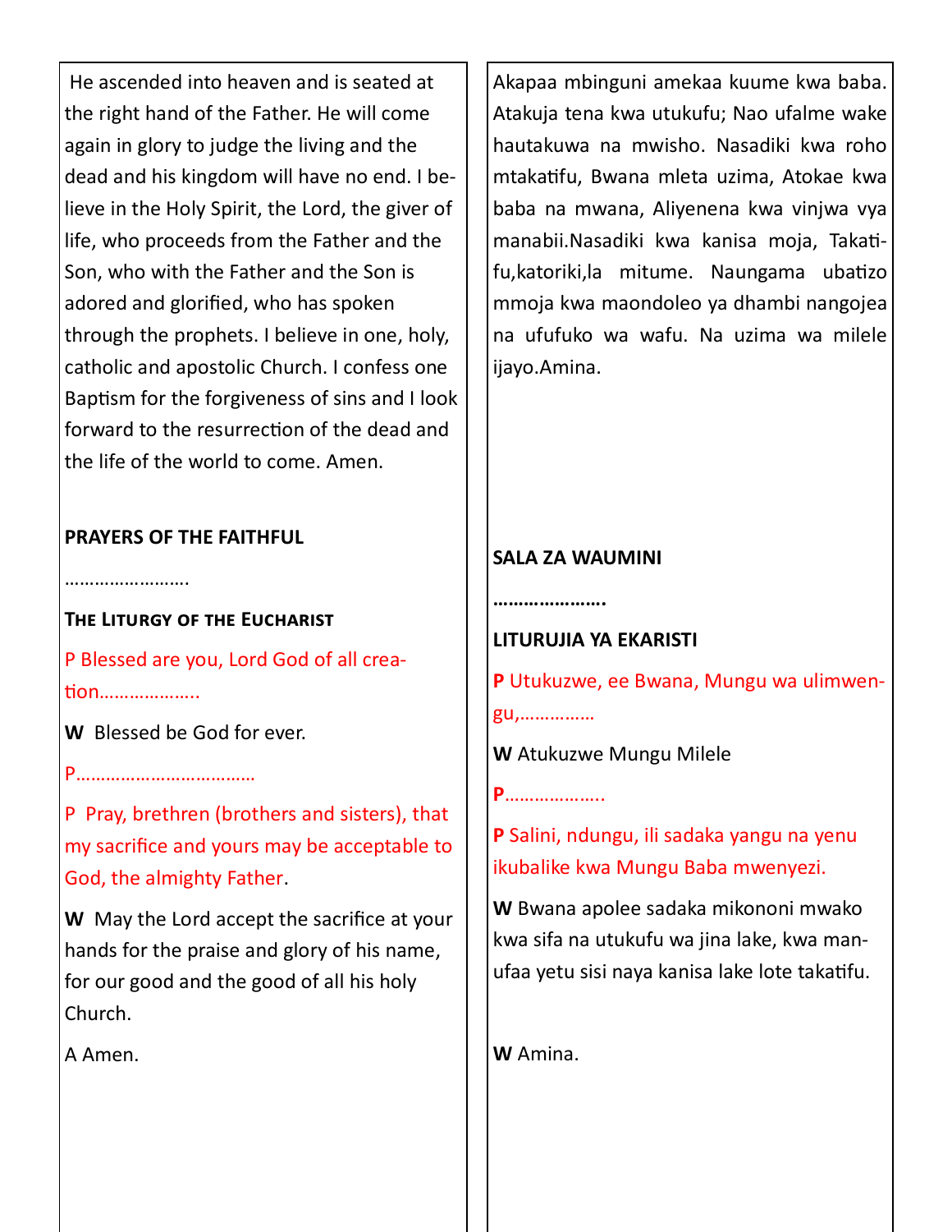He ascended into heaven and is seated at the right hand of the Father. He will come again in glory to judge the living and the dead and his kingdom will have no end. I believe in the Holy Spirit, the Lord, the giver of life, who proceeds from the Father and the Son, who with the Father and the Son is adored and glorified, who has spoken through the prophets. I believe in one, holy, catholic and apostolic Church. I confess one Baptism for the forgiveness of sins and I look forward to the resurrection of the dead and the life of the world to come. Amen.

**PRAYERS OF THE FAITHFUL**

…………………….

**The Liturgy of the Eucharist**

P Blessed are you, Lord God of all creation………………..

**W** Blessed be God for ever.

P………………………………

P Pray, brethren (brothers and sisters), that my sacrifice and yours may be acceptable to God, the almighty Father.

**W** May the Lord accept the sacrifice at your hands for the praise and glory of his name, for our good and the good of all his holy Church.

A Amen.

Akapaa mbinguni amekaa kuume kwa baba. Atakuja tena kwa utukufu; Nao ufalme wake hautakuwa na mwisho. Nasadiki kwa roho mtakatifu, Bwana mleta uzima, Atokae kwa baba na mwana, Aliyenena kwa vinjwa vya manabii.Nasadiki kwa kanisa moja, Takatifu,katoriki,la mitume. Naungama ubatizo mmoja kwa maondoleo ya dhambi nangojea na ufufuko wa wafu. Na uzima wa milele ijayo.Amina.

**SALA ZA WAUMINI**

**………………….**

**LITURUJIA YA EKARISTI**

**P** Utukuzwe, ee Bwana, Mungu wa ulimwengu,……………

**W** Atukuzwe Mungu Milele

**P**………………..

**P** Salini, ndungu, ili sadaka yangu na yenu ikubalike kwa Mungu Baba mwenyezi.

**W** Bwana apolee sadaka mikononi mwako kwa sifa na utukufu wa jina lake, kwa manufaa yetu sisi naya kanisa lake lote takatifu.

**W** Amina.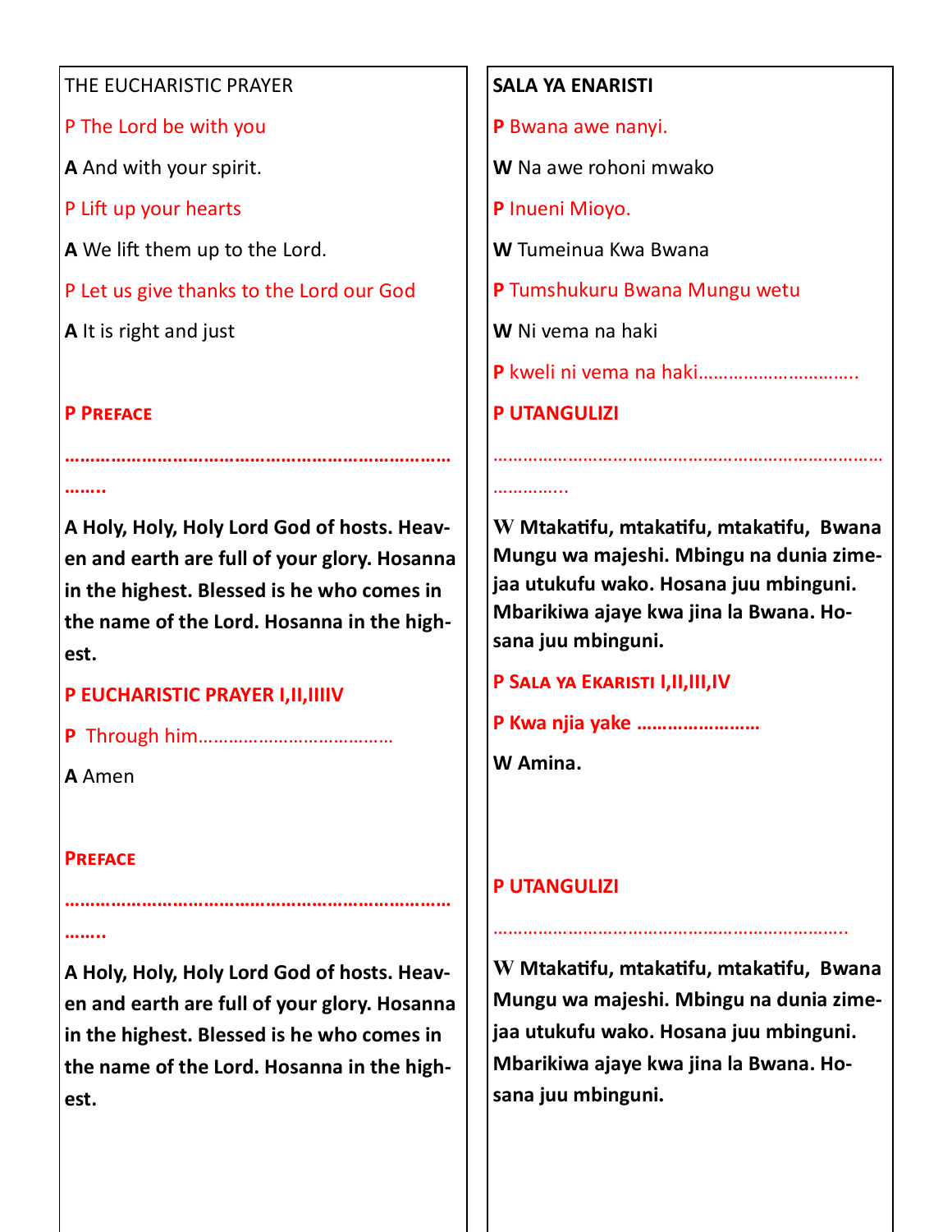THE EUCHARISTIC PRAYER

P The Lord be with you

**A** And with your spirit.

P Lift up your hearts

**A** We lift them up to the Lord.

P Let us give thanks to the Lord our God

**A** It is right and just

**P Preface**

**…………………………………………………………………….……..**

**A Holy, Holy, Holy Lord God of hosts. Heaven and earth are full of your glory. Hosanna in the highest. Blessed is he who comes in the name of the Lord. Hosanna in the highest.**

**P EUCHARISTIC PRAYER I,II,IIIIV**

**P** Through him…………………………………

**A** Amen

**Preface**

**…………………………………………………………………….……..**

**A Holy, Holy, Holy Lord God of hosts. Heaven and earth are full of your glory. Hosanna in the highest. Blessed is he who comes in the name of the Lord. Hosanna in the highest.**

**SALA YA ENARISTI**

**P** Bwana awe nanyi.

**W** Na awe rohoni mwako

**P** Inueni Mioyo.

**W** Tumeinua Kwa Bwana

**P** Tumshukuru Bwana Mungu wetu

**W** Ni vema na haki

**P** kweli ni vema na haki…………………………..

**P UTANGULIZI**

………………………………………………………………………………………..

**W Mtakatifu, mtakatifu, mtakatifu, Bwana Mungu wa majeshi. Mbingu na dunia zimejaa utukufu wako. Hosana juu mbinguni. Mbarikiwa ajaye kwa jina la Bwana. Hosana juu mbinguni.**

**P Sala ya Ekaristi I,II,III,IV**

**P Kwa njia yake ……………………**

**W Amina.**

**P UTANGULIZI**

…………………………………………………………….

**W Mtakatifu, mtakatifu, mtakatifu, Bwana Mungu wa majeshi. Mbingu na dunia zimejaa utukufu wako. Hosana juu mbinguni. Mbarikiwa ajaye kwa jina la Bwana. Hosana juu mbinguni.**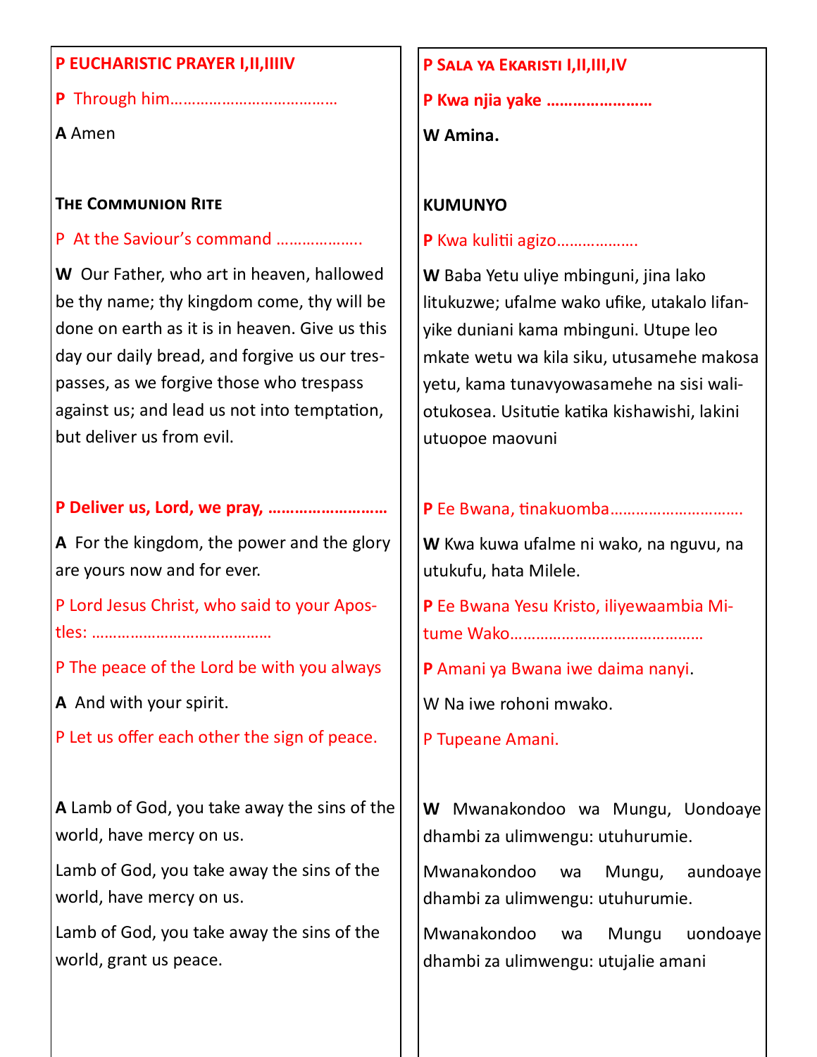**P EUCHARISTIC PRAYER I,II,IIIIV**

P Through him…………………………………

**A** Amen

### The Communion Rite

P At the Saviour's command ……………….

**W** Our Father, who art in heaven, hallowed be thy name; thy kingdom come, thy will be done on earth as it is in heaven. Give us this day our daily bread, and forgive us our trespasses, as we forgive those who trespass against us; and lead us not into temptation, but deliver us from evil.

**P Deliver us, Lord, we pray, ………………………**

**A** For the kingdom, the power and the glory are yours now and for ever.

P Lord Jesus Christ, who said to your Apostles: ……………………………………

P The peace of the Lord be with you always

**A** And with your spirit.

P Let us offer each other the sign of peace.

**A** Lamb of God, you take away the sins of the world, have mercy on us.

Lamb of God, you take away the sins of the world, have mercy on us.

Lamb of God, you take away the sins of the world, grant us peace.

**P Sala ya Ekaristi I,II,III,IV**

**P Kwa njia yake ……………………**

**W Amina.**

### KUMUNYO

**P** Kwa kulitii agizo……………….

**W** Baba Yetu uliye mbinguni, jina lako litukuzwe; ufalme wako ufike, utakalo lifanyike duniani kama mbinguni. Utupe leo mkate wetu wa kila siku, utusamehe makosa yetu, kama tunavyowasamehe na sisi waliotukosea. Usitutie katika kishawishi, lakini utuopoe maovuni

**P** Ee Bwana, tinakuomba…………………………

**W** Kwa kuwa ufalme ni wako, na nguvu, na utukufu, hata Milele.

**P** Ee Bwana Yesu Kristo, iliyewaambia Mitume Wako……………………………………

**P** Amani ya Bwana iwe daima nanyi.

W Na iwe rohoni mwako.

P Tupeane Amani.

**W** Mwanakondoo wa Mungu, Uondoaye dhambi za ulimwengu: utuhurumie.

Mwanakondoo wa Mungu, aundoaye dhambi za ulimwengu: utuhurumie.

Mwanakondoo wa Mungu uondoaye dhambi za ulimwengu: utujalie amani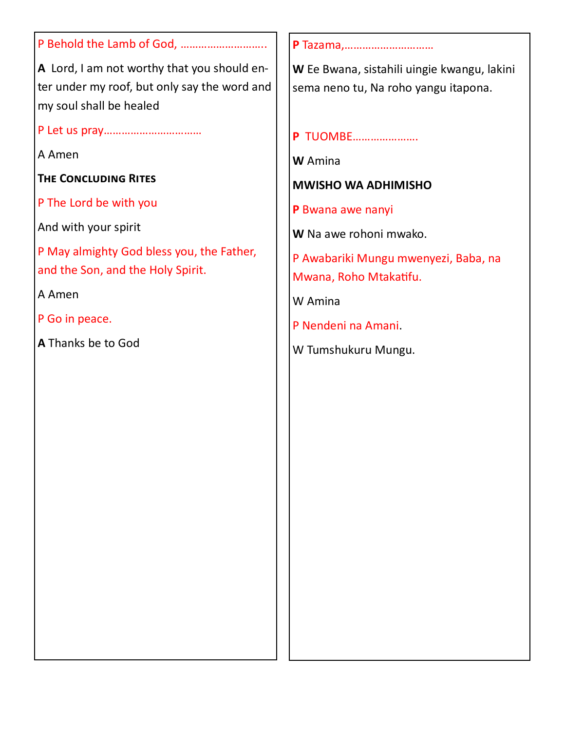P Behold the Lamb of God, ………………………..

**A** Lord, I am not worthy that you should enter under my roof, but only say the word and my soul shall be healed

P Let us pray……………………………

A Amen

**The Concluding Rites**

P The Lord be with you

And with your spirit

P May almighty God bless you, the Father, and the Son, and the Holy Spirit.

A Amen

P Go in peace.

**A** Thanks be to God

**P** Tazama,…………………………

**W** Ee Bwana, sistahili uingie kwangu, lakini sema neno tu, Na roho yangu itapona.

**P** TUOMBE………………….

**W** Amina

**MWISHO WA ADHIMISHO**

**P** Bwana awe nanyi

**W** Na awe rohoni mwako.

P Awabariki Mungu mwenyezi, Baba, na Mwana, Roho Mtakatifu.

W Amina

P Nendeni na Amani.

W Tumshukuru Mungu.